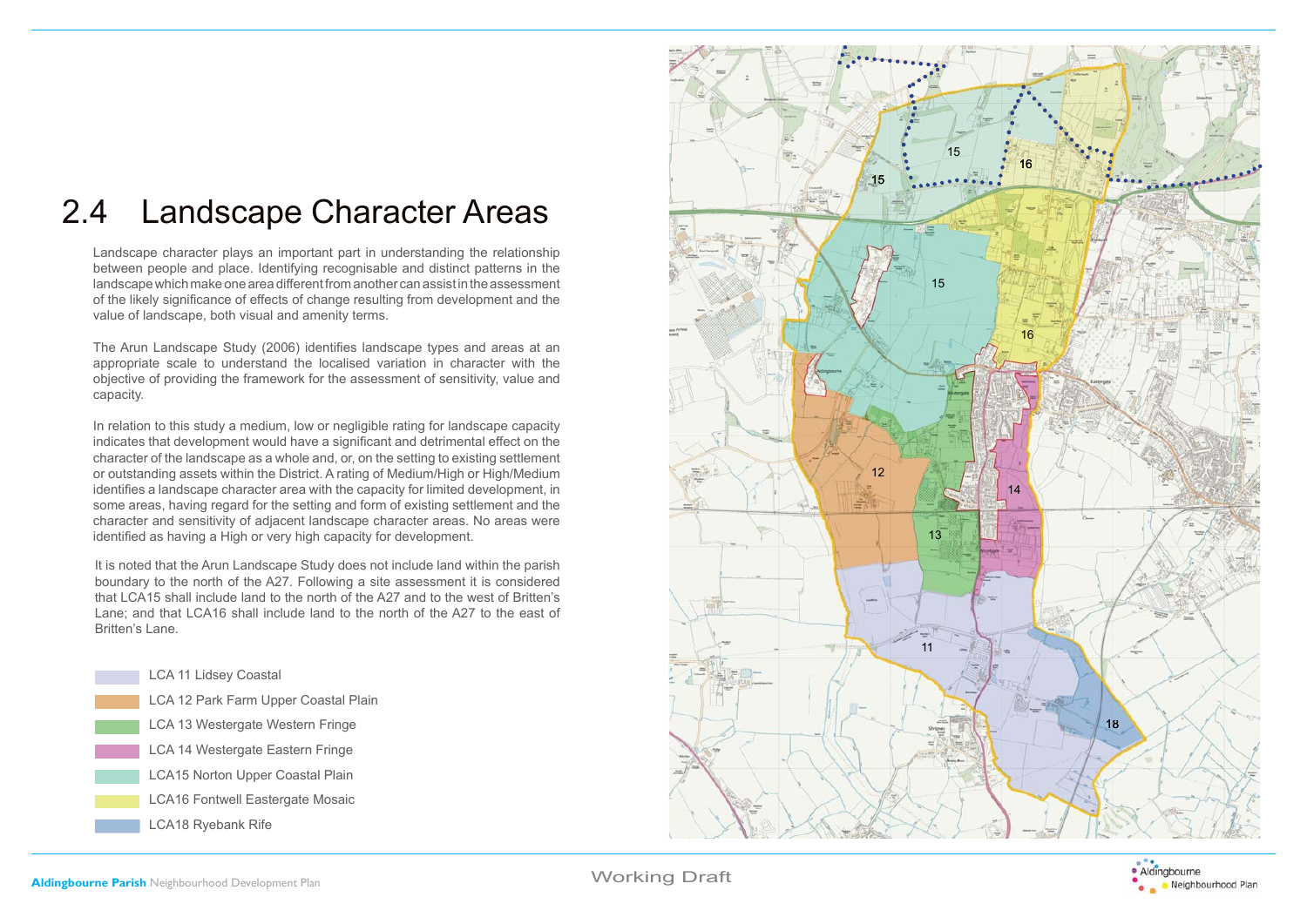# 2.4 Landscape Character Areas

Landscape character plays an important part in understanding the relationship between people and place. Identifying recognisable and distinct patterns in the landscape which make one area different from another can assist in the assessment of the likely significance of effects of change resulting from development and the value of landscape, both visual and amenity terms.

The Arun Landscape Study (2006) identifies landscape types and areas at an appropriate scale to understand the localised variation in character with the objective of providing the framework for the assessment of sensitivity, value and capacity.

In relation to this study a medium, low or negligible rating for landscape capacity indicates that development would have a significant and detrimental effect on the character of the landscape as a whole and, or, on the setting to existing settlement or outstanding assets within the District. A rating of Medium/High or High/Medium identifies a landscape character area with the capacity for limited development, in some areas, having regard for the setting and form of existing settlement and the character and sensitivity of adjacent landscape character areas. No areas were identified as having a High or very high capacity for development.

It is noted that the Arun Landscape Study does not include land within the parish boundary to the north of the A27. Following a site assessment it is considered that LCA15 shall include land to the north of the A27 and to the west of Britten's Lane; and that LCA16 shall include land to the north of the A27 to the east of Britten's Lane.

- LCA 11 Lidsey Coastal
- LCA 12 Park Farm Upper Coastal Plain
- LCA 13 Westergate Western Fringe
- LCA 14 Westergate Eastern Fringe
- LCA15 Norton Upper Coastal Plain
- LCA16 Fontwell Eastergate Mosaic
- LCA18 Ryebank Rife

Working Draft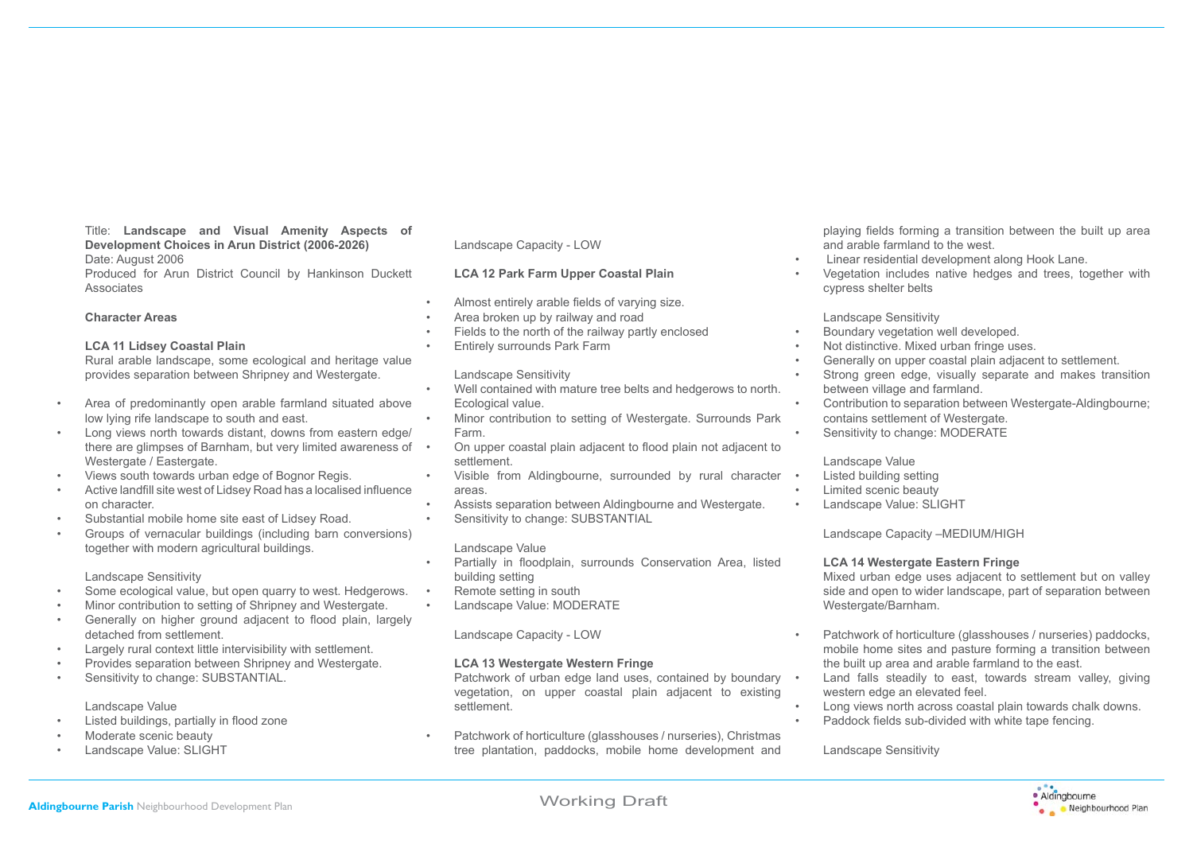Title: **Landscape and Visual Amenity Aspects of Development Choices in Arun District (2006-2026)**
Date: August 2006
Produced for Arun District Council by Hankinson Duckett Associates

**Character Areas**

**LCA 11 Lidsey Coastal Plain**
Rural arable landscape, some ecological and heritage value provides separation between Shripney and Westergate.

- Area of predominantly open arable farmland situated above low lying rife landscape to south and east.
- Long views north towards distant, downs from eastern edge/ there are glimpses of Barnham, but very limited awareness of Westergate / Eastergate.
- Views south towards urban edge of Bognor Regis.
- Active landfill site west of Lidsey Road has a localised influence on character.
- Substantial mobile home site east of Lidsey Road.
- Groups of vernacular buildings (including barn conversions) together with modern agricultural buildings.

Landscape Sensitivity
- Some ecological value, but open quarry to west. Hedgerows.
- Minor contribution to setting of Shripney and Westergate.
- Generally on higher ground adjacent to flood plain, largely detached from settlement.
- Largely rural context little intervisibility with settlement.
- Provides separation between Shripney and Westergate.
- Sensitivity to change: SUBSTANTIAL.

Landscape Value
- Listed buildings, partially in flood zone
- Moderate scenic beauty
- Landscape Value: SLIGHT

Landscape Capacity - LOW

**LCA 12 Park Farm Upper Coastal Plain**

- Almost entirely arable fields of varying size.
- Area broken up by railway and road
- Fields to the north of the railway partly enclosed
- Entirely surrounds Park Farm

Landscape Sensitivity
- Well contained with mature tree belts and hedgerows to north. Ecological value.
- Minor contribution to setting of Westergate. Surrounds Park Farm.
- On upper coastal plain adjacent to flood plain not adjacent to settlement.
- Visible from Aldingbourne, surrounded by rural character areas.
- Assists separation between Aldingbourne and Westergate.
- Sensitivity to change: SUBSTANTIAL

Landscape Value
- Partially in floodplain, surrounds Conservation Area, listed building setting
- Remote setting in south
- Landscape Value: MODERATE

Landscape Capacity - LOW

**LCA 13 Westergate Western Fringe**
Patchwork of urban edge land uses, contained by boundary vegetation, on upper coastal plain adjacent to existing settlement.

- Patchwork of horticulture (glasshouses / nurseries), Christmas tree plantation, paddocks, mobile home development and playing fields forming a transition between the built up area and arable farmland to the west.
- Linear residential development along Hook Lane.
- Vegetation includes native hedges and trees, together with cypress shelter belts

Landscape Sensitivity
- Boundary vegetation well developed.
- Not distinctive. Mixed urban fringe uses.
- Generally on upper coastal plain adjacent to settlement.
- Strong green edge, visually separate and makes transition between village and farmland.
- Contribution to separation between Westergate-Aldingbourne; contains settlement of Westergate.
- Sensitivity to change: MODERATE

Landscape Value
- Listed building setting
- Limited scenic beauty
- Landscape Value: SLIGHT

Landscape Capacity –MEDIUM/HIGH

**LCA 14 Westergate Eastern Fringe**
Mixed urban edge uses adjacent to settlement but on valley side and open to wider landscape, part of separation between Westergate/Barnham.

- Patchwork of horticulture (glasshouses / nurseries) paddocks, mobile home sites and pasture forming a transition between the built up area and arable farmland to the east.
- Land falls steadily to east, towards stream valley, giving western edge an elevated feel.
- Long views north across coastal plain towards chalk downs.
- Paddock fields sub-divided with white tape fencing.

Landscape Sensitivity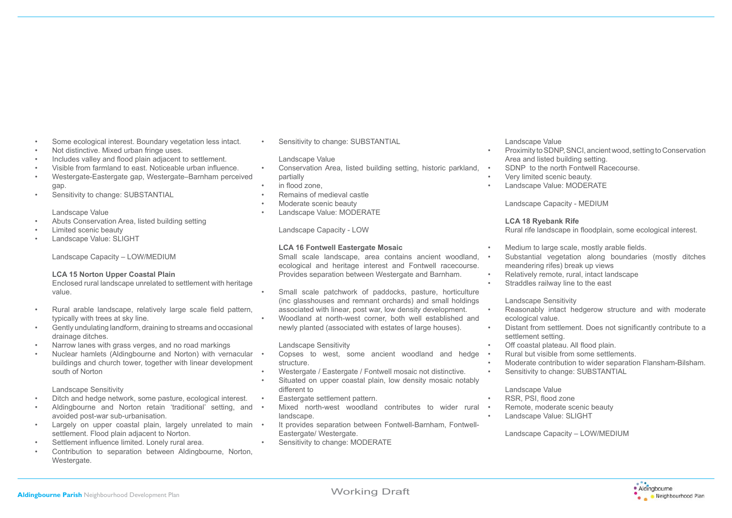- Some ecological interest. Boundary vegetation less intact.
- Not distinctive. Mixed urban fringe uses.
- Includes valley and flood plain adjacent to settlement.
- Visible from farmland to east. Noticeable urban influence.
- Westergate-Eastergate gap, Westergate–Barnham perceived gap.
- Sensitivity to change: SUBSTANTIAL

Landscape Value

- Abuts Conservation Area, listed building setting
- Limited scenic beauty
- Landscape Value: SLIGHT

Landscape Capacity – LOW/MEDIUM

**LCA 15 Norton Upper Coastal Plain**

Enclosed rural landscape unrelated to settlement with heritage value.

- Rural arable landscape, relatively large scale field pattern, typically with trees at sky line.
- Gently undulating landform, draining to streams and occasional drainage ditches.
- Narrow lanes with grass verges, and no road markings
- Nuclear hamlets (Aldingbourne and Norton) with vernacular buildings and church tower, together with linear development south of Norton

Landscape Sensitivity

- Ditch and hedge network, some pasture, ecological interest.
- Aldingbourne and Norton retain 'traditional' setting, and avoided post-war sub-urbanisation.
- Largely on upper coastal plain, largely unrelated to main settlement. Flood plain adjacent to Norton.
- Settlement influence limited. Lonely rural area.
- Contribution to separation between Aldingbourne, Norton, Westergate.
- Sensitivity to change: SUBSTANTIAL

Landscape Value

- Conservation Area, listed building setting, historic parkland, partially
- in flood zone,
- Remains of medieval castle
- Moderate scenic beauty
- Landscape Value: MODERATE

Landscape Capacity - LOW

**LCA 16 Fontwell Eastergate Mosaic**

Small scale landscape, area contains ancient woodland, ecological and heritage interest and Fontwell racecourse. Provides separation between Westergate and Barnham.

- Small scale patchwork of paddocks, pasture, horticulture (inc glasshouses and remnant orchards) and small holdings associated with linear, post war, low density development.
- Woodland at north-west corner, both well established and newly planted (associated with estates of large houses).

Landscape Sensitivity

- Copses to west, some ancient woodland and hedge structure.
- Westergate / Eastergate / Fontwell mosaic not distinctive.
- Situated on upper coastal plain, low density mosaic notably different to
- Eastergate settlement pattern.
- Mixed north-west woodland contributes to wider rural landscape.
- It provides separation between Fontwell-Barnham, Fontwell-Eastergate/ Westergate.
- Sensitivity to change: MODERATE

Landscape Value

- Proximity to SDNP, SNCI, ancient wood, setting to Conservation Area and listed building setting.
- SDNP to the north Fontwell Racecourse.
- Very limited scenic beauty.
- Landscape Value: MODERATE

Landscape Capacity - MEDIUM

**LCA 18 Ryebank Rife**

Rural rife landscape in floodplain, some ecological interest.

- Medium to large scale, mostly arable fields.
- Substantial vegetation along boundaries (mostly ditches meandering rifes) break up views
- Relatively remote, rural, intact landscape
- Straddles railway line to the east

Landscape Sensitivity

- Reasonably intact hedgerow structure and with moderate ecological value.
- Distant from settlement. Does not significantly contribute to a settlement setting.
- Off coastal plateau. All flood plain.
- Rural but visible from some settlements.
- Moderate contribution to wider separation Flansham-Bilsham.
- Sensitivity to change: SUBSTANTIAL

Landscape Value

- RSR, PSI, flood zone
- Remote, moderate scenic beauty
- Landscape Value: SLIGHT

Landscape Capacity – LOW/MEDIUM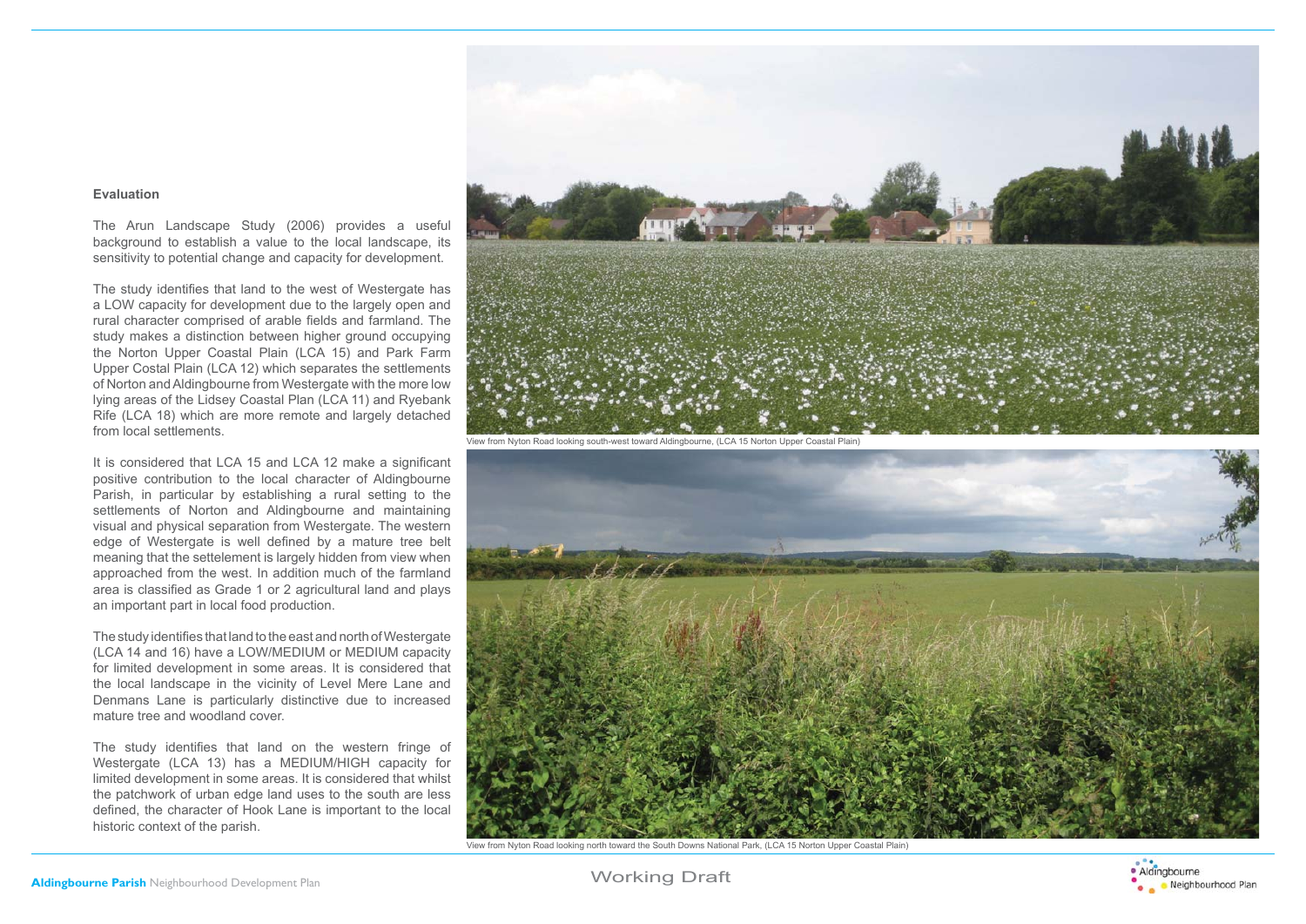### Evaluation

The Arun Landscape Study (2006) provides a useful background to establish a value to the local landscape, its sensitivity to potential change and capacity for development.

The study identifies that land to the west of Westergate has a LOW capacity for development due to the largely open and rural character comprised of arable fields and farmland. The study makes a distinction between higher ground occupying the Norton Upper Coastal Plain (LCA 15) and Park Farm Upper Costal Plain (LCA 12) which separates the settlements of Norton and Aldingbourne from Westergate with the more low lying areas of the Lidsey Coastal Plan (LCA 11) and Ryebank Rife (LCA 18) which are more remote and largely detached from local settlements.

It is considered that LCA 15 and LCA 12 make a significant positive contribution to the local character of Aldingbourne Parish, in particular by establishing a rural setting to the settlements of Norton and Aldingbourne and maintaining visual and physical separation from Westergate. The western edge of Westergate is well defined by a mature tree belt meaning that the settelement is largely hidden from view when approached from the west. In addition much of the farmland area is classified as Grade 1 or 2 agricultural land and plays an important part in local food production.

The study identifies that land to the east and north of Westergate (LCA 14 and 16) have a LOW/MEDIUM or MEDIUM capacity for limited development in some areas. It is considered that the local landscape in the vicinity of Level Mere Lane and Denmans Lane is particularly distinctive due to increased mature tree and woodland cover.

The study identifies that land on the western fringe of Westergate (LCA 13) has a MEDIUM/HIGH capacity for limited development in some areas. It is considered that whilst the patchwork of urban edge land uses to the south are less defined, the character of Hook Lane is important to the local historic context of the parish.

View from Nyton Road looking south-west toward Aldingbourne, (LCA 15 Norton Upper Coastal Plain)

View from Nyton Road looking north toward the South Downs National Park, (LCA 15 Norton Upper Coastal Plain)